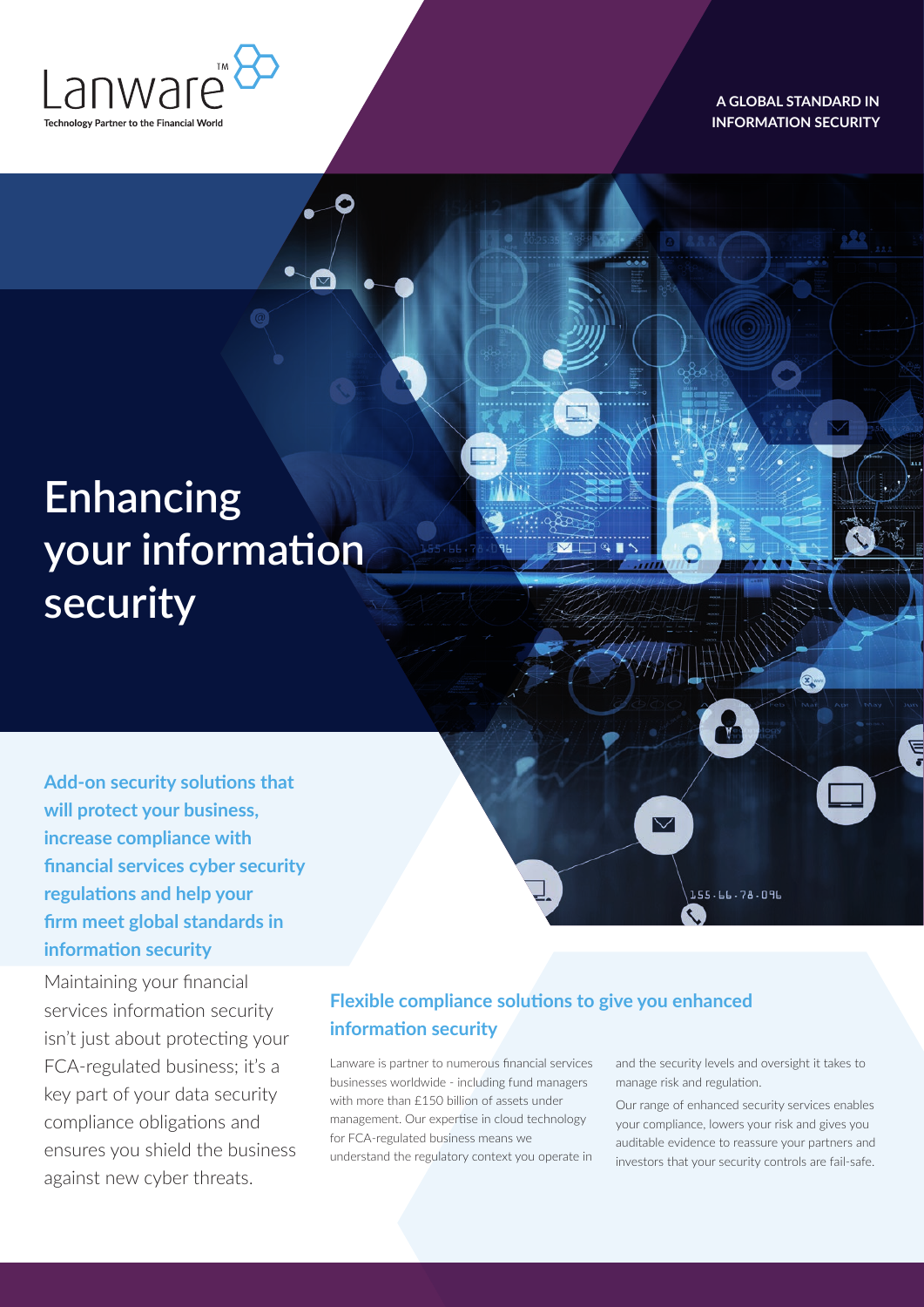Lanware™

Technology Partner to the Financial World

A GLOBAL STANDARD IN INFORMATION SECURITY

# Enhancing your information security

**Add-on security solutions that will protect your business, increase compliance with financial services cyber security regulations and help your firm meet global standards in information security**

Maintaining your financial services information security isn't just about protecting your FCA-regulated business; it's a key part of your data security compliance obligations and ensures you shield the business against new cyber threats.

## Flexible compliance solutions to give you enhanced information security

Lanware is partner to numerous financial services businesses worldwide - including fund managers with more than £150 billion of assets under management. Our expertise in cloud technology for FCA-regulated business means we understand the regulatory context you operate in and the security levels and oversight it takes to manage risk and regulation.

Our range of enhanced security services enables your compliance, lowers your risk and gives you auditable evidence to reassure your partners and investors that your security controls are fail-safe.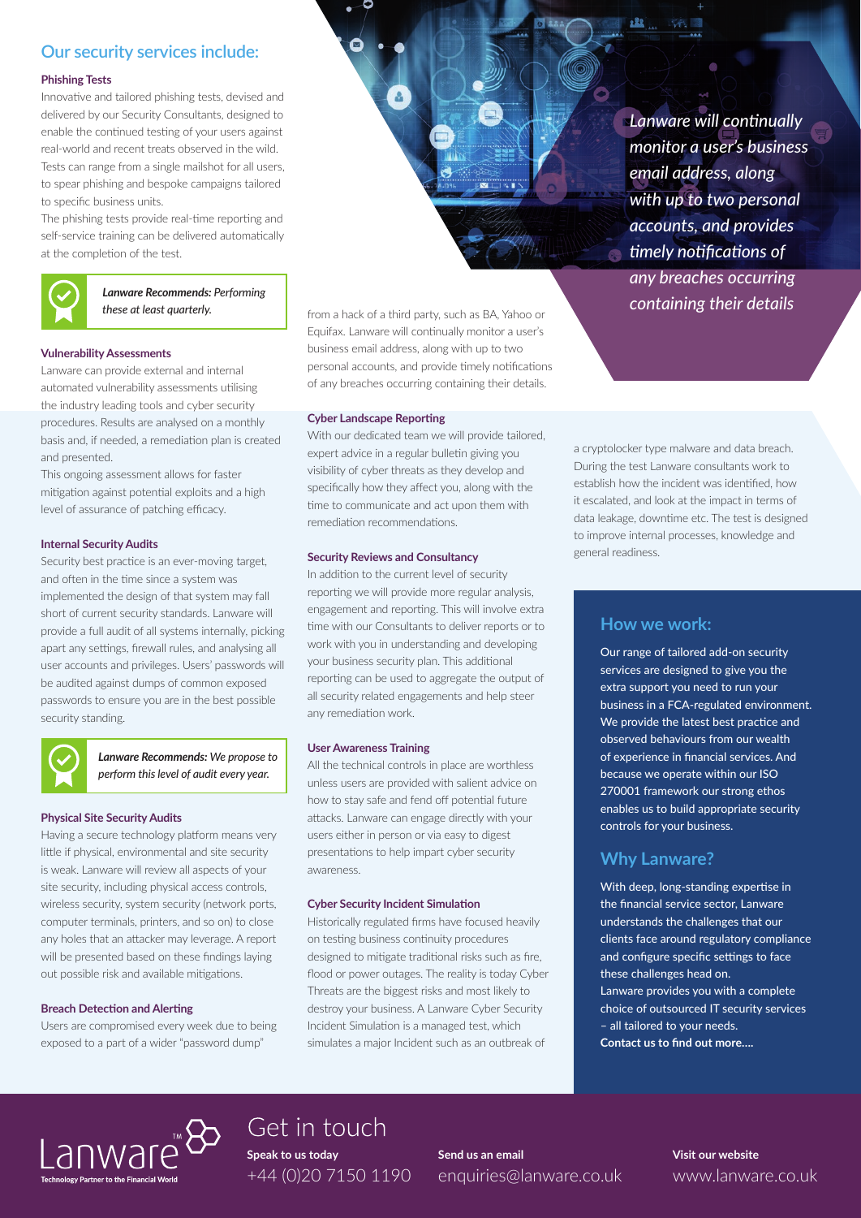## Our security services include:

### Phishing Tests

Innovative and tailored phishing tests, devised and delivered by our Security Consultants, designed to enable the continued testing of your users against real-world and recent treats observed in the wild. Tests can range from a single mailshot for all users, to spear phishing and bespoke campaigns tailored to specific business units.

The phishing tests provide real-time reporting and self-service training can be delivered automatically at the completion of the test.

> ***Lanware Recommends:*** *Performing these at least quarterly.*

### Vulnerability Assessments

Lanware can provide external and internal automated vulnerability assessments utilising the industry leading tools and cyber security procedures. Results are analysed on a monthly basis and, if needed, a remediation plan is created and presented.

This ongoing assessment allows for faster mitigation against potential exploits and a high level of assurance of patching efficacy.

### Internal Security Audits

Security best practice is an ever-moving target, and often in the time since a system was implemented the design of that system may fall short of current security standards. Lanware will provide a full audit of all systems internally, picking apart any settings, firewall rules, and analysing all user accounts and privileges. Users' passwords will be audited against dumps of common exposed passwords to ensure you are in the best possible security standing.

> ***Lanware Recommends:*** *We propose to perform this level of audit every year.*

### Physical Site Security Audits

Having a secure technology platform means very little if physical, environmental and site security is weak. Lanware will review all aspects of your site security, including physical access controls, wireless security, system security (network ports, computer terminals, printers, and so on) to close any holes that an attacker may leverage. A report will be presented based on these findings laying out possible risk and available mitigations.

### Breach Detection and Alerting

Users are compromised every week due to being exposed to a part of a wider "password dump" from a hack of a third party, such as BA, Yahoo or Equifax. Lanware will continually monitor a user's business email address, along with up to two personal accounts, and provide timely notifications of any breaches occurring containing their details.

> *Lanware will continually monitor a user's business email address, along with up to two personal accounts, and provides timely notifications of any breaches occurring containing their details*

### Cyber Landscape Reporting

With our dedicated team we will provide tailored, expert advice in a regular bulletin giving you visibility of cyber threats as they develop and specifically how they affect you, along with the time to communicate and act upon them with remediation recommendations.

### Security Reviews and Consultancy

In addition to the current level of security reporting we will provide more regular analysis, engagement and reporting. This will involve extra time with our Consultants to deliver reports or to work with you in understanding and developing your business security plan. This additional reporting can be used to aggregate the output of all security related engagements and help steer any remediation work.

### User Awareness Training

All the technical controls in place are worthless unless users are provided with salient advice on how to stay safe and fend off potential future attacks. Lanware can engage directly with your users either in person or via easy to digest presentations to help impart cyber security awareness.

### Cyber Security Incident Simulation

Historically regulated firms have focused heavily on testing business continuity procedures designed to mitigate traditional risks such as fire, flood or power outages. The reality is today Cyber Threats are the biggest risks and most likely to destroy your business. A Lanware Cyber Security Incident Simulation is a managed test, which simulates a major Incident such as an outbreak of a cryptolocker type malware and data breach. During the test Lanware consultants work to establish how the incident was identified, how it escalated, and look at the impact in terms of data leakage, downtime etc. The test is designed to improve internal processes, knowledge and general readiness.

## How we work:

Our range of tailored add-on security services are designed to give you the extra support you need to run your business in a FCA-regulated environment. We provide the latest best practice and observed behaviours from our wealth of experience in financial services. And because we operate within our ISO 270001 framework our strong ethos enables us to build appropriate security controls for your business.

## Why Lanware?

With deep, long-standing expertise in the financial service sector, Lanware understands the challenges that our clients face around regulatory compliance and configure specific settings to face these challenges head on.

Lanware provides you with a complete choice of outsourced IT security services – all tailored to your needs.

**Contact us to find out more....**

Lanware™
Technology Partner to the Financial World

## Get in touch

**Speak to us today**
+44 (0)20 7150 1190

**Send us an email**
enquiries@lanware.co.uk

**Visit our website**
www.lanware.co.uk